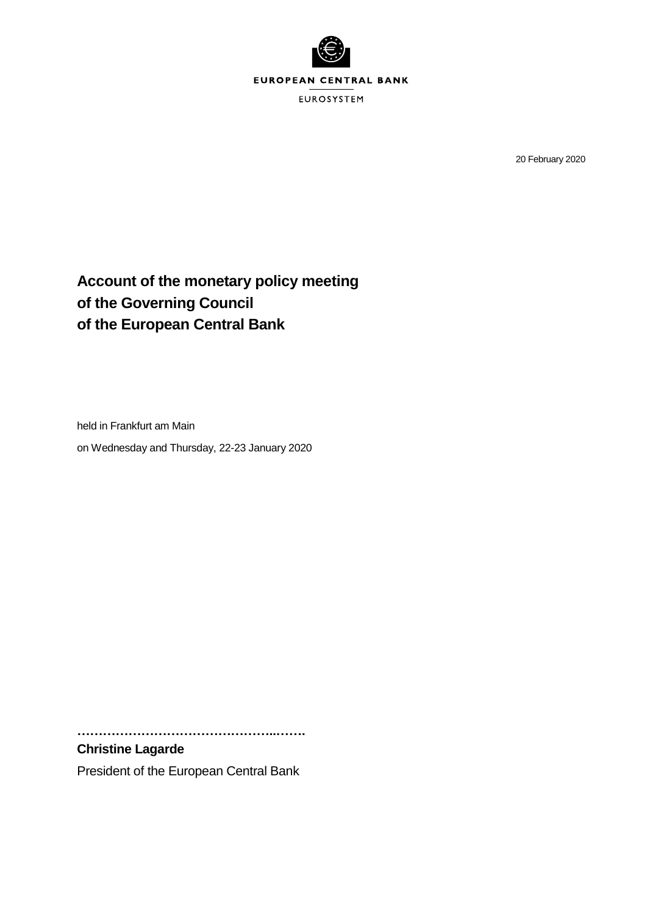EUROPEAN CENTRAL BANK

EUROSYSTEM

20 February 2020

# Account of the monetary policy meeting of the Governing Council of the European Central Bank

held in Frankfurt am Main

on Wednesday and Thursday, 22-23 January 2020

……………………………………………..…….

**Christine Lagarde**

President of the European Central Bank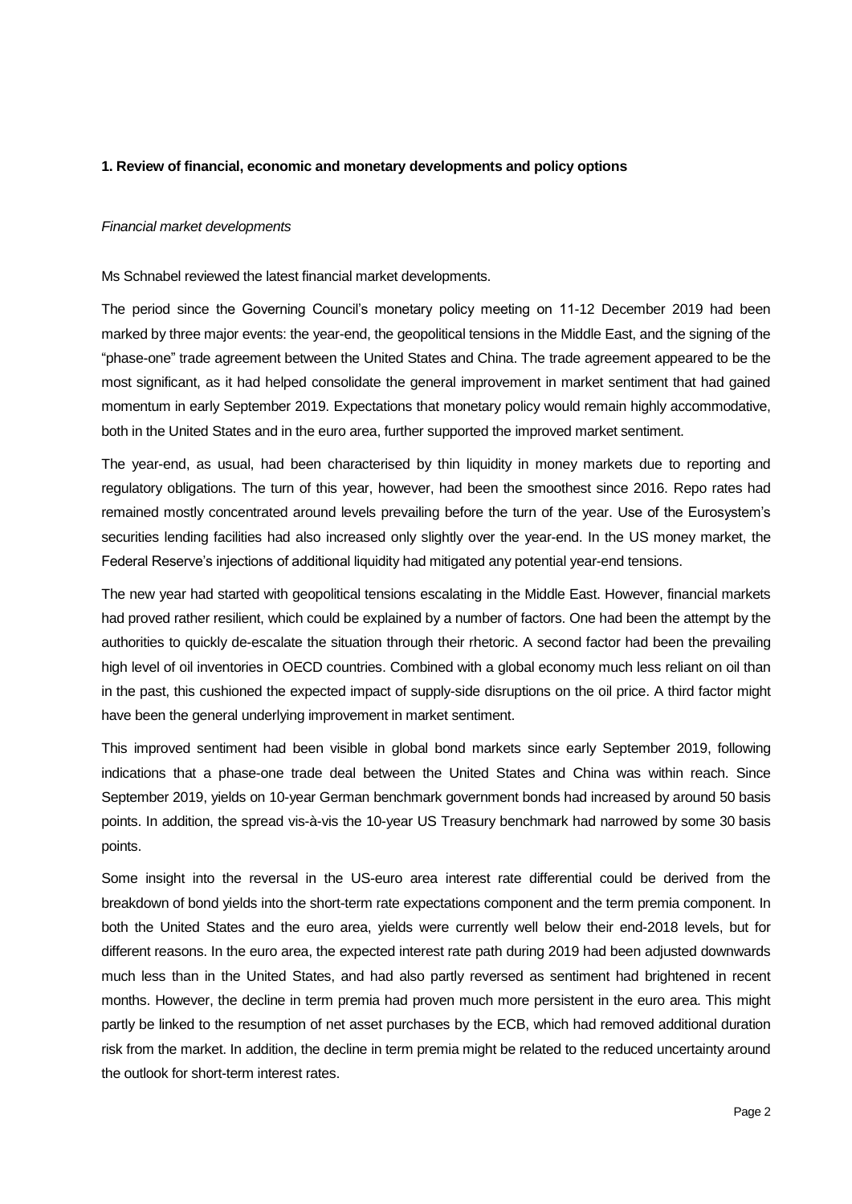**1. Review of financial, economic and monetary developments and policy options**

*Financial market developments*

Ms Schnabel reviewed the latest financial market developments.

The period since the Governing Council's monetary policy meeting on 11-12 December 2019 had been marked by three major events: the year-end, the geopolitical tensions in the Middle East, and the signing of the "phase-one" trade agreement between the United States and China. The trade agreement appeared to be the most significant, as it had helped consolidate the general improvement in market sentiment that had gained momentum in early September 2019. Expectations that monetary policy would remain highly accommodative, both in the United States and in the euro area, further supported the improved market sentiment.

The year-end, as usual, had been characterised by thin liquidity in money markets due to reporting and regulatory obligations. The turn of this year, however, had been the smoothest since 2016. Repo rates had remained mostly concentrated around levels prevailing before the turn of the year. Use of the Eurosystem's securities lending facilities had also increased only slightly over the year-end. In the US money market, the Federal Reserve's injections of additional liquidity had mitigated any potential year-end tensions.

The new year had started with geopolitical tensions escalating in the Middle East. However, financial markets had proved rather resilient, which could be explained by a number of factors. One had been the attempt by the authorities to quickly de-escalate the situation through their rhetoric. A second factor had been the prevailing high level of oil inventories in OECD countries. Combined with a global economy much less reliant on oil than in the past, this cushioned the expected impact of supply-side disruptions on the oil price. A third factor might have been the general underlying improvement in market sentiment.

This improved sentiment had been visible in global bond markets since early September 2019, following indications that a phase-one trade deal between the United States and China was within reach. Since September 2019, yields on 10-year German benchmark government bonds had increased by around 50 basis points. In addition, the spread vis-à-vis the 10-year US Treasury benchmark had narrowed by some 30 basis points.

Some insight into the reversal in the US-euro area interest rate differential could be derived from the breakdown of bond yields into the short-term rate expectations component and the term premia component. In both the United States and the euro area, yields were currently well below their end-2018 levels, but for different reasons. In the euro area, the expected interest rate path during 2019 had been adjusted downwards much less than in the United States, and had also partly reversed as sentiment had brightened in recent months. However, the decline in term premia had proven much more persistent in the euro area. This might partly be linked to the resumption of net asset purchases by the ECB, which had removed additional duration risk from the market. In addition, the decline in term premia might be related to the reduced uncertainty around the outlook for short-term interest rates.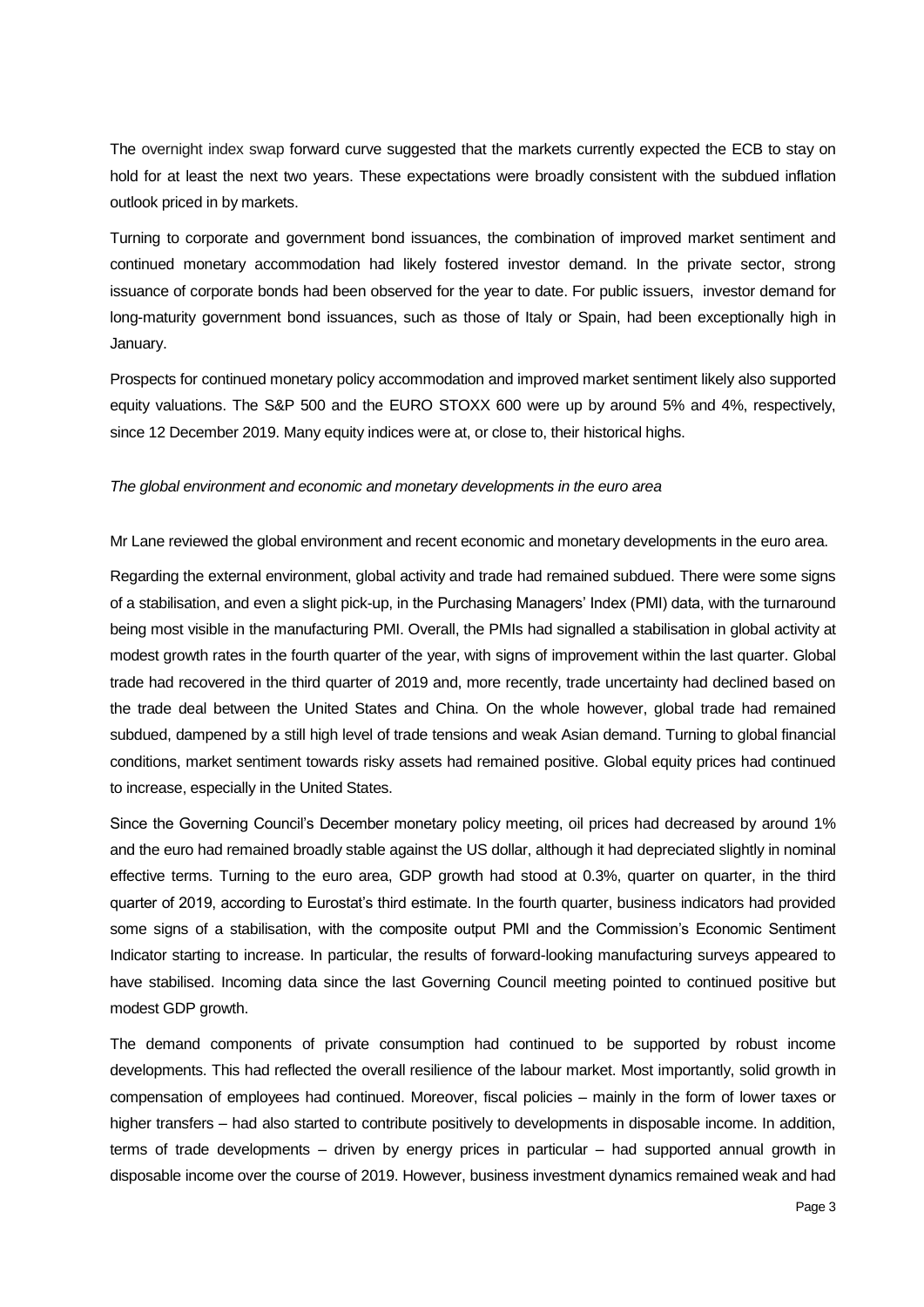The overnight index swap forward curve suggested that the markets currently expected the ECB to stay on hold for at least the next two years. These expectations were broadly consistent with the subdued inflation outlook priced in by markets.

Turning to corporate and government bond issuances, the combination of improved market sentiment and continued monetary accommodation had likely fostered investor demand. In the private sector, strong issuance of corporate bonds had been observed for the year to date. For public issuers, investor demand for long-maturity government bond issuances, such as those of Italy or Spain, had been exceptionally high in January.

Prospects for continued monetary policy accommodation and improved market sentiment likely also supported equity valuations. The S&P 500 and the EURO STOXX 600 were up by around 5% and 4%, respectively, since 12 December 2019. Many equity indices were at, or close to, their historical highs.

*The global environment and economic and monetary developments in the euro area*

Mr Lane reviewed the global environment and recent economic and monetary developments in the euro area.

Regarding the external environment, global activity and trade had remained subdued. There were some signs of a stabilisation, and even a slight pick-up, in the Purchasing Managers' Index (PMI) data, with the turnaround being most visible in the manufacturing PMI. Overall, the PMIs had signalled a stabilisation in global activity at modest growth rates in the fourth quarter of the year, with signs of improvement within the last quarter. Global trade had recovered in the third quarter of 2019 and, more recently, trade uncertainty had declined based on the trade deal between the United States and China. On the whole however, global trade had remained subdued, dampened by a still high level of trade tensions and weak Asian demand. Turning to global financial conditions, market sentiment towards risky assets had remained positive. Global equity prices had continued to increase, especially in the United States.

Since the Governing Council's December monetary policy meeting, oil prices had decreased by around 1% and the euro had remained broadly stable against the US dollar, although it had depreciated slightly in nominal effective terms. Turning to the euro area, GDP growth had stood at 0.3%, quarter on quarter, in the third quarter of 2019, according to Eurostat's third estimate. In the fourth quarter, business indicators had provided some signs of a stabilisation, with the composite output PMI and the Commission's Economic Sentiment Indicator starting to increase. In particular, the results of forward-looking manufacturing surveys appeared to have stabilised. Incoming data since the last Governing Council meeting pointed to continued positive but modest GDP growth.

The demand components of private consumption had continued to be supported by robust income developments. This had reflected the overall resilience of the labour market. Most importantly, solid growth in compensation of employees had continued. Moreover, fiscal policies – mainly in the form of lower taxes or higher transfers – had also started to contribute positively to developments in disposable income. In addition, terms of trade developments – driven by energy prices in particular – had supported annual growth in disposable income over the course of 2019. However, business investment dynamics remained weak and had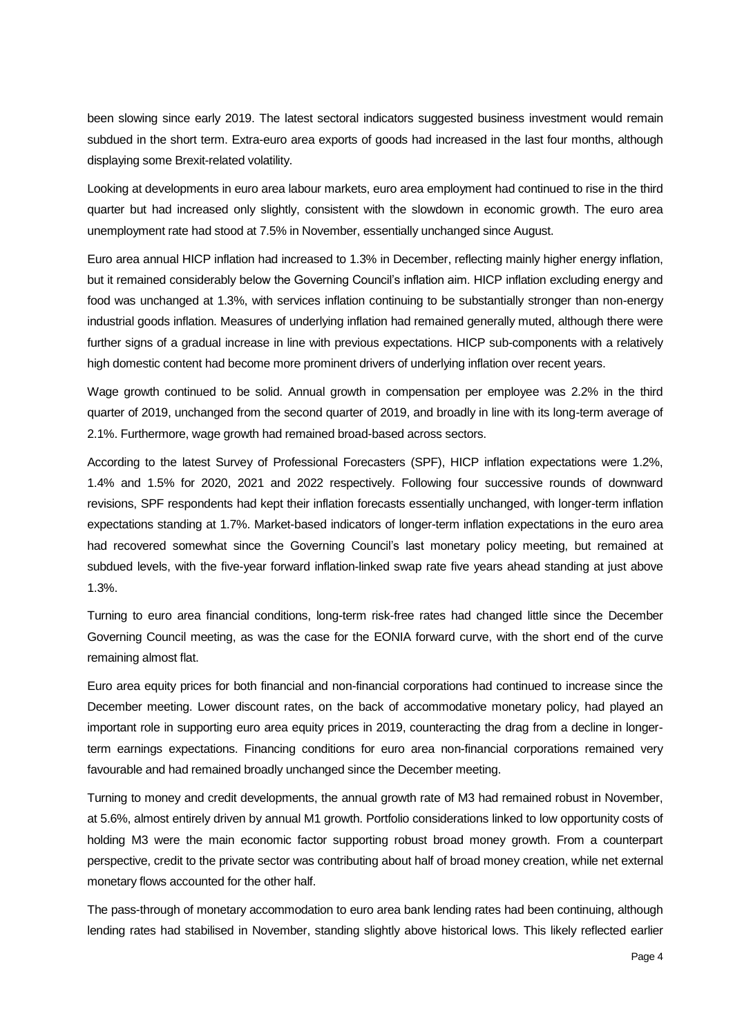been slowing since early 2019. The latest sectoral indicators suggested business investment would remain subdued in the short term. Extra-euro area exports of goods had increased in the last four months, although displaying some Brexit-related volatility.

Looking at developments in euro area labour markets, euro area employment had continued to rise in the third quarter but had increased only slightly, consistent with the slowdown in economic growth. The euro area unemployment rate had stood at 7.5% in November, essentially unchanged since August.

Euro area annual HICP inflation had increased to 1.3% in December, reflecting mainly higher energy inflation, but it remained considerably below the Governing Council's inflation aim. HICP inflation excluding energy and food was unchanged at 1.3%, with services inflation continuing to be substantially stronger than non-energy industrial goods inflation. Measures of underlying inflation had remained generally muted, although there were further signs of a gradual increase in line with previous expectations. HICP sub-components with a relatively high domestic content had become more prominent drivers of underlying inflation over recent years.

Wage growth continued to be solid. Annual growth in compensation per employee was 2.2% in the third quarter of 2019, unchanged from the second quarter of 2019, and broadly in line with its long-term average of 2.1%. Furthermore, wage growth had remained broad-based across sectors.

According to the latest Survey of Professional Forecasters (SPF), HICP inflation expectations were 1.2%, 1.4% and 1.5% for 2020, 2021 and 2022 respectively. Following four successive rounds of downward revisions, SPF respondents had kept their inflation forecasts essentially unchanged, with longer-term inflation expectations standing at 1.7%. Market-based indicators of longer-term inflation expectations in the euro area had recovered somewhat since the Governing Council's last monetary policy meeting, but remained at subdued levels, with the five-year forward inflation-linked swap rate five years ahead standing at just above 1.3%.

Turning to euro area financial conditions, long-term risk-free rates had changed little since the December Governing Council meeting, as was the case for the EONIA forward curve, with the short end of the curve remaining almost flat.

Euro area equity prices for both financial and non-financial corporations had continued to increase since the December meeting. Lower discount rates, on the back of accommodative monetary policy, had played an important role in supporting euro area equity prices in 2019, counteracting the drag from a decline in longer-term earnings expectations. Financing conditions for euro area non-financial corporations remained very favourable and had remained broadly unchanged since the December meeting.

Turning to money and credit developments, the annual growth rate of M3 had remained robust in November, at 5.6%, almost entirely driven by annual M1 growth. Portfolio considerations linked to low opportunity costs of holding M3 were the main economic factor supporting robust broad money growth. From a counterpart perspective, credit to the private sector was contributing about half of broad money creation, while net external monetary flows accounted for the other half.

The pass-through of monetary accommodation to euro area bank lending rates had been continuing, although lending rates had stabilised in November, standing slightly above historical lows. This likely reflected earlier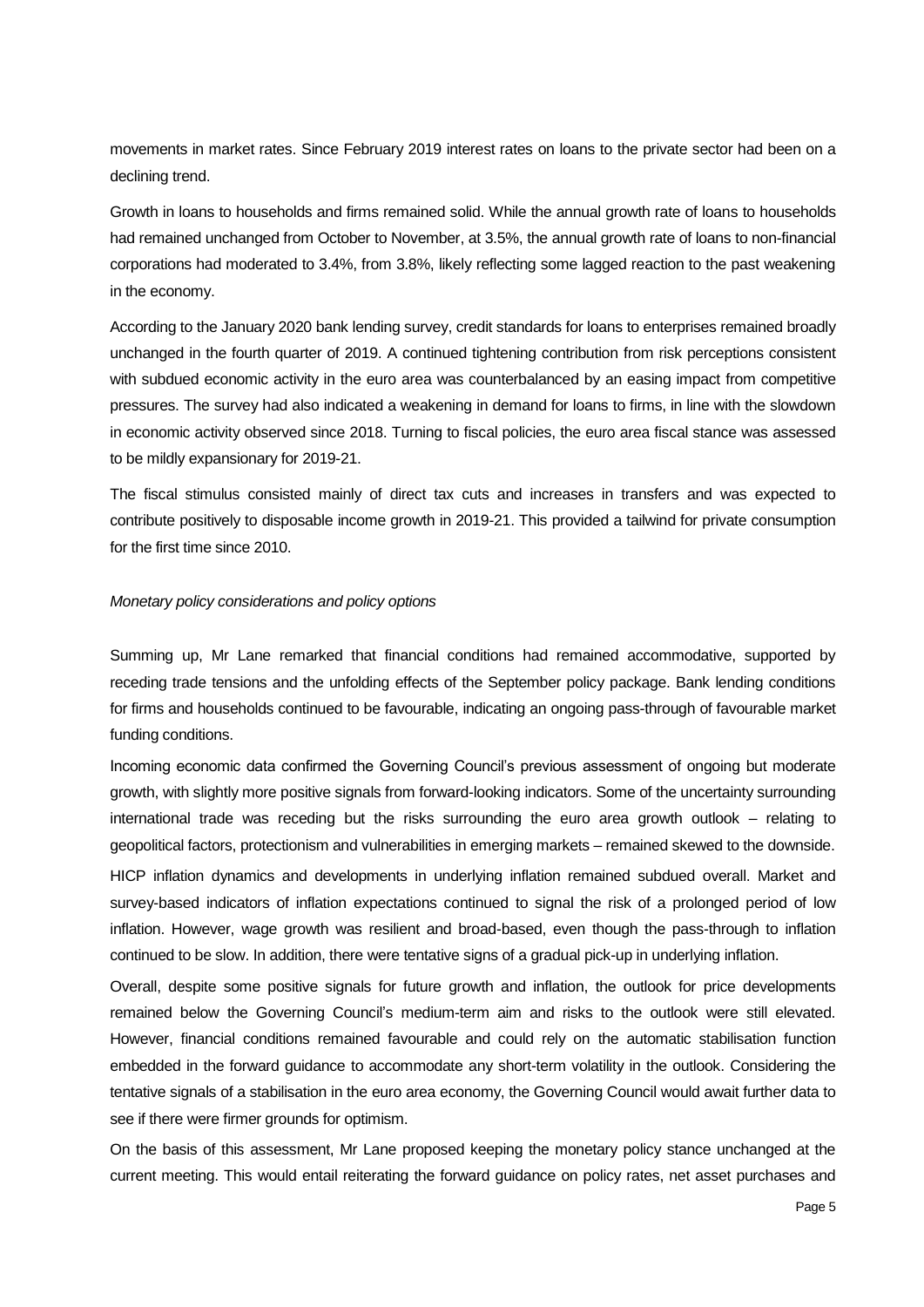movements in market rates. Since February 2019 interest rates on loans to the private sector had been on a declining trend.

Growth in loans to households and firms remained solid. While the annual growth rate of loans to households had remained unchanged from October to November, at 3.5%, the annual growth rate of loans to non-financial corporations had moderated to 3.4%, from 3.8%, likely reflecting some lagged reaction to the past weakening in the economy.

According to the January 2020 bank lending survey, credit standards for loans to enterprises remained broadly unchanged in the fourth quarter of 2019. A continued tightening contribution from risk perceptions consistent with subdued economic activity in the euro area was counterbalanced by an easing impact from competitive pressures. The survey had also indicated a weakening in demand for loans to firms, in line with the slowdown in economic activity observed since 2018. Turning to fiscal policies, the euro area fiscal stance was assessed to be mildly expansionary for 2019-21.

The fiscal stimulus consisted mainly of direct tax cuts and increases in transfers and was expected to contribute positively to disposable income growth in 2019-21. This provided a tailwind for private consumption for the first time since 2010.

*Monetary policy considerations and policy options*

Summing up, Mr Lane remarked that financial conditions had remained accommodative, supported by receding trade tensions and the unfolding effects of the September policy package. Bank lending conditions for firms and households continued to be favourable, indicating an ongoing pass-through of favourable market funding conditions.

Incoming economic data confirmed the Governing Council's previous assessment of ongoing but moderate growth, with slightly more positive signals from forward-looking indicators. Some of the uncertainty surrounding international trade was receding but the risks surrounding the euro area growth outlook – relating to geopolitical factors, protectionism and vulnerabilities in emerging markets – remained skewed to the downside.

HICP inflation dynamics and developments in underlying inflation remained subdued overall. Market and survey-based indicators of inflation expectations continued to signal the risk of a prolonged period of low inflation. However, wage growth was resilient and broad-based, even though the pass-through to inflation continued to be slow. In addition, there were tentative signs of a gradual pick-up in underlying inflation.

Overall, despite some positive signals for future growth and inflation, the outlook for price developments remained below the Governing Council's medium-term aim and risks to the outlook were still elevated. However, financial conditions remained favourable and could rely on the automatic stabilisation function embedded in the forward guidance to accommodate any short-term volatility in the outlook. Considering the tentative signals of a stabilisation in the euro area economy, the Governing Council would await further data to see if there were firmer grounds for optimism.

On the basis of this assessment, Mr Lane proposed keeping the monetary policy stance unchanged at the current meeting. This would entail reiterating the forward guidance on policy rates, net asset purchases and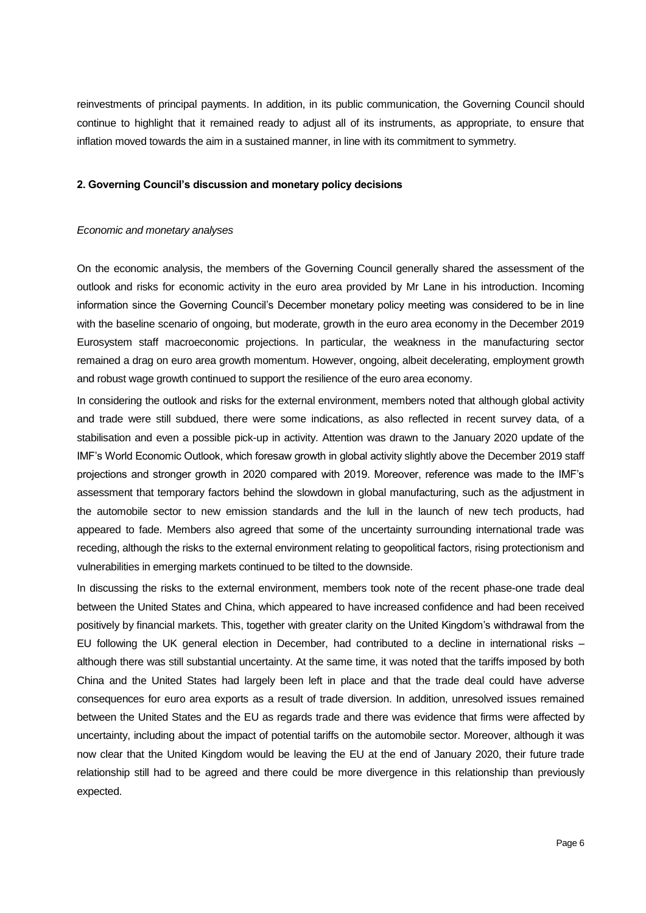reinvestments of principal payments. In addition, in its public communication, the Governing Council should continue to highlight that it remained ready to adjust all of its instruments, as appropriate, to ensure that inflation moved towards the aim in a sustained manner, in line with its commitment to symmetry.

## 2. Governing Council's discussion and monetary policy decisions

*Economic and monetary analyses*

On the economic analysis, the members of the Governing Council generally shared the assessment of the outlook and risks for economic activity in the euro area provided by Mr Lane in his introduction. Incoming information since the Governing Council's December monetary policy meeting was considered to be in line with the baseline scenario of ongoing, but moderate, growth in the euro area economy in the December 2019 Eurosystem staff macroeconomic projections. In particular, the weakness in the manufacturing sector remained a drag on euro area growth momentum. However, ongoing, albeit decelerating, employment growth and robust wage growth continued to support the resilience of the euro area economy.

In considering the outlook and risks for the external environment, members noted that although global activity and trade were still subdued, there were some indications, as also reflected in recent survey data, of a stabilisation and even a possible pick-up in activity. Attention was drawn to the January 2020 update of the IMF's World Economic Outlook, which foresaw growth in global activity slightly above the December 2019 staff projections and stronger growth in 2020 compared with 2019. Moreover, reference was made to the IMF's assessment that temporary factors behind the slowdown in global manufacturing, such as the adjustment in the automobile sector to new emission standards and the lull in the launch of new tech products, had appeared to fade. Members also agreed that some of the uncertainty surrounding international trade was receding, although the risks to the external environment relating to geopolitical factors, rising protectionism and vulnerabilities in emerging markets continued to be tilted to the downside.

In discussing the risks to the external environment, members took note of the recent phase-one trade deal between the United States and China, which appeared to have increased confidence and had been received positively by financial markets. This, together with greater clarity on the United Kingdom's withdrawal from the EU following the UK general election in December, had contributed to a decline in international risks – although there was still substantial uncertainty. At the same time, it was noted that the tariffs imposed by both China and the United States had largely been left in place and that the trade deal could have adverse consequences for euro area exports as a result of trade diversion. In addition, unresolved issues remained between the United States and the EU as regards trade and there was evidence that firms were affected by uncertainty, including about the impact of potential tariffs on the automobile sector. Moreover, although it was now clear that the United Kingdom would be leaving the EU at the end of January 2020, their future trade relationship still had to be agreed and there could be more divergence in this relationship than previously expected.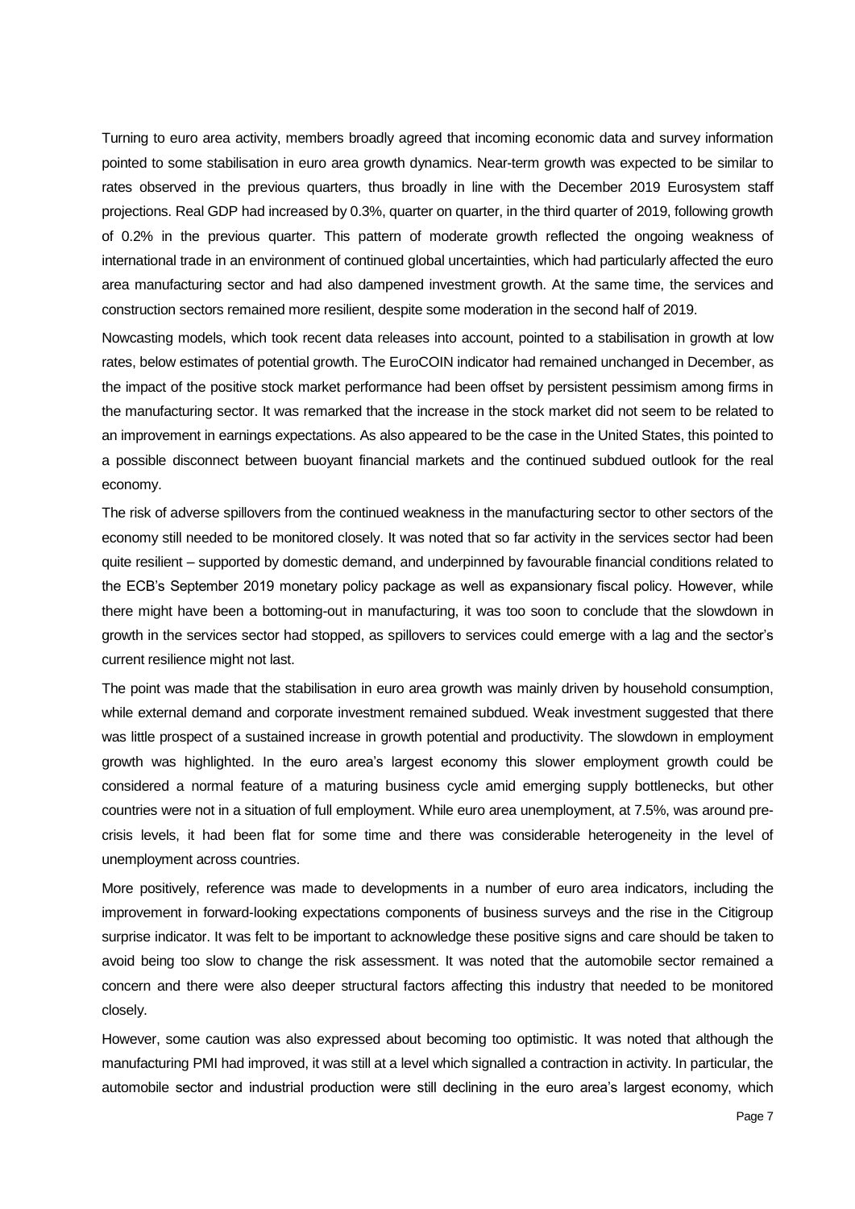Turning to euro area activity, members broadly agreed that incoming economic data and survey information pointed to some stabilisation in euro area growth dynamics. Near-term growth was expected to be similar to rates observed in the previous quarters, thus broadly in line with the December 2019 Eurosystem staff projections. Real GDP had increased by 0.3%, quarter on quarter, in the third quarter of 2019, following growth of 0.2% in the previous quarter. This pattern of moderate growth reflected the ongoing weakness of international trade in an environment of continued global uncertainties, which had particularly affected the euro area manufacturing sector and had also dampened investment growth. At the same time, the services and construction sectors remained more resilient, despite some moderation in the second half of 2019.

Nowcasting models, which took recent data releases into account, pointed to a stabilisation in growth at low rates, below estimates of potential growth. The EuroCOIN indicator had remained unchanged in December, as the impact of the positive stock market performance had been offset by persistent pessimism among firms in the manufacturing sector. It was remarked that the increase in the stock market did not seem to be related to an improvement in earnings expectations. As also appeared to be the case in the United States, this pointed to a possible disconnect between buoyant financial markets and the continued subdued outlook for the real economy.

The risk of adverse spillovers from the continued weakness in the manufacturing sector to other sectors of the economy still needed to be monitored closely. It was noted that so far activity in the services sector had been quite resilient – supported by domestic demand, and underpinned by favourable financial conditions related to the ECB's September 2019 monetary policy package as well as expansionary fiscal policy. However, while there might have been a bottoming-out in manufacturing, it was too soon to conclude that the slowdown in growth in the services sector had stopped, as spillovers to services could emerge with a lag and the sector's current resilience might not last.

The point was made that the stabilisation in euro area growth was mainly driven by household consumption, while external demand and corporate investment remained subdued. Weak investment suggested that there was little prospect of a sustained increase in growth potential and productivity. The slowdown in employment growth was highlighted. In the euro area's largest economy this slower employment growth could be considered a normal feature of a maturing business cycle amid emerging supply bottlenecks, but other countries were not in a situation of full employment. While euro area unemployment, at 7.5%, was around pre-crisis levels, it had been flat for some time and there was considerable heterogeneity in the level of unemployment across countries.

More positively, reference was made to developments in a number of euro area indicators, including the improvement in forward-looking expectations components of business surveys and the rise in the Citigroup surprise indicator. It was felt to be important to acknowledge these positive signs and care should be taken to avoid being too slow to change the risk assessment. It was noted that the automobile sector remained a concern and there were also deeper structural factors affecting this industry that needed to be monitored closely.

However, some caution was also expressed about becoming too optimistic. It was noted that although the manufacturing PMI had improved, it was still at a level which signalled a contraction in activity. In particular, the automobile sector and industrial production were still declining in the euro area's largest economy, which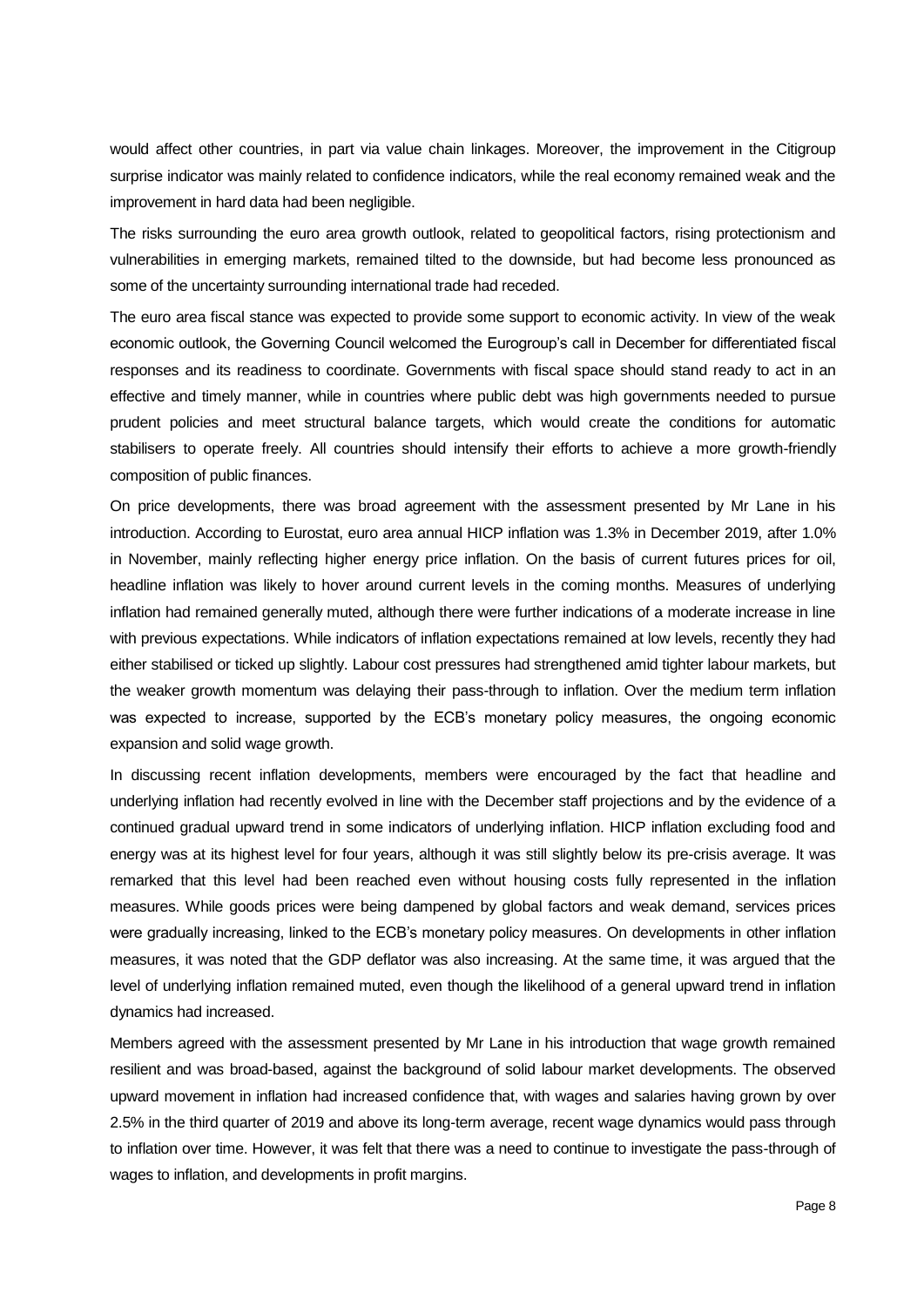would affect other countries, in part via value chain linkages. Moreover, the improvement in the Citigroup surprise indicator was mainly related to confidence indicators, while the real economy remained weak and the improvement in hard data had been negligible.

The risks surrounding the euro area growth outlook, related to geopolitical factors, rising protectionism and vulnerabilities in emerging markets, remained tilted to the downside, but had become less pronounced as some of the uncertainty surrounding international trade had receded.

The euro area fiscal stance was expected to provide some support to economic activity. In view of the weak economic outlook, the Governing Council welcomed the Eurogroup's call in December for differentiated fiscal responses and its readiness to coordinate. Governments with fiscal space should stand ready to act in an effective and timely manner, while in countries where public debt was high governments needed to pursue prudent policies and meet structural balance targets, which would create the conditions for automatic stabilisers to operate freely. All countries should intensify their efforts to achieve a more growth-friendly composition of public finances.

On price developments, there was broad agreement with the assessment presented by Mr Lane in his introduction. According to Eurostat, euro area annual HICP inflation was 1.3% in December 2019, after 1.0% in November, mainly reflecting higher energy price inflation. On the basis of current futures prices for oil, headline inflation was likely to hover around current levels in the coming months. Measures of underlying inflation had remained generally muted, although there were further indications of a moderate increase in line with previous expectations. While indicators of inflation expectations remained at low levels, recently they had either stabilised or ticked up slightly. Labour cost pressures had strengthened amid tighter labour markets, but the weaker growth momentum was delaying their pass-through to inflation. Over the medium term inflation was expected to increase, supported by the ECB's monetary policy measures, the ongoing economic expansion and solid wage growth.

In discussing recent inflation developments, members were encouraged by the fact that headline and underlying inflation had recently evolved in line with the December staff projections and by the evidence of a continued gradual upward trend in some indicators of underlying inflation. HICP inflation excluding food and energy was at its highest level for four years, although it was still slightly below its pre-crisis average. It was remarked that this level had been reached even without housing costs fully represented in the inflation measures. While goods prices were being dampened by global factors and weak demand, services prices were gradually increasing, linked to the ECB's monetary policy measures. On developments in other inflation measures, it was noted that the GDP deflator was also increasing. At the same time, it was argued that the level of underlying inflation remained muted, even though the likelihood of a general upward trend in inflation dynamics had increased.

Members agreed with the assessment presented by Mr Lane in his introduction that wage growth remained resilient and was broad-based, against the background of solid labour market developments. The observed upward movement in inflation had increased confidence that, with wages and salaries having grown by over 2.5% in the third quarter of 2019 and above its long-term average, recent wage dynamics would pass through to inflation over time. However, it was felt that there was a need to continue to investigate the pass-through of wages to inflation, and developments in profit margins.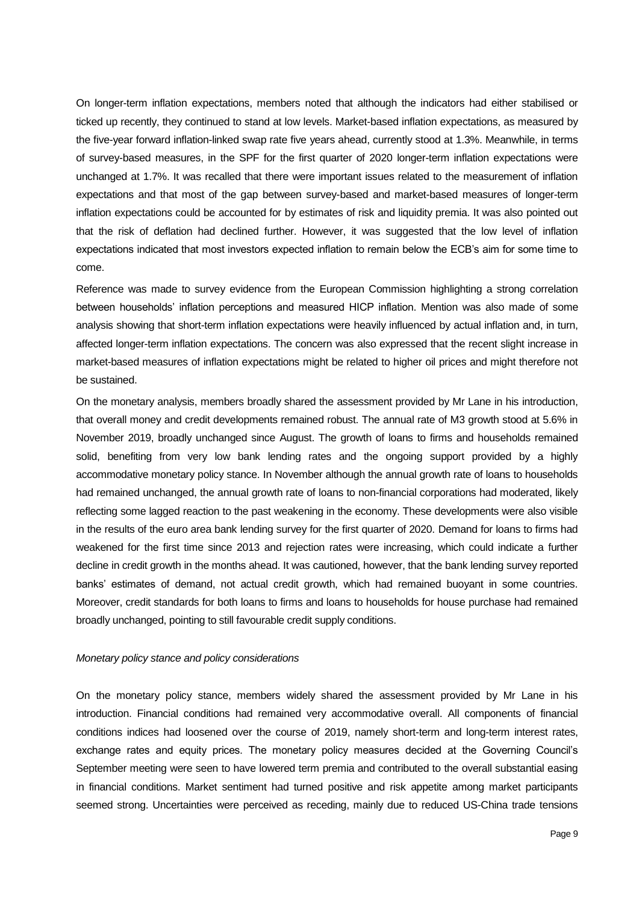On longer-term inflation expectations, members noted that although the indicators had either stabilised or ticked up recently, they continued to stand at low levels. Market-based inflation expectations, as measured by the five-year forward inflation-linked swap rate five years ahead, currently stood at 1.3%. Meanwhile, in terms of survey-based measures, in the SPF for the first quarter of 2020 longer-term inflation expectations were unchanged at 1.7%. It was recalled that there were important issues related to the measurement of inflation expectations and that most of the gap between survey-based and market-based measures of longer-term inflation expectations could be accounted for by estimates of risk and liquidity premia. It was also pointed out that the risk of deflation had declined further. However, it was suggested that the low level of inflation expectations indicated that most investors expected inflation to remain below the ECB's aim for some time to come.

Reference was made to survey evidence from the European Commission highlighting a strong correlation between households' inflation perceptions and measured HICP inflation. Mention was also made of some analysis showing that short-term inflation expectations were heavily influenced by actual inflation and, in turn, affected longer-term inflation expectations. The concern was also expressed that the recent slight increase in market-based measures of inflation expectations might be related to higher oil prices and might therefore not be sustained.

On the monetary analysis, members broadly shared the assessment provided by Mr Lane in his introduction, that overall money and credit developments remained robust. The annual rate of M3 growth stood at 5.6% in November 2019, broadly unchanged since August. The growth of loans to firms and households remained solid, benefiting from very low bank lending rates and the ongoing support provided by a highly accommodative monetary policy stance. In November although the annual growth rate of loans to households had remained unchanged, the annual growth rate of loans to non-financial corporations had moderated, likely reflecting some lagged reaction to the past weakening in the economy. These developments were also visible in the results of the euro area bank lending survey for the first quarter of 2020. Demand for loans to firms had weakened for the first time since 2013 and rejection rates were increasing, which could indicate a further decline in credit growth in the months ahead. It was cautioned, however, that the bank lending survey reported banks' estimates of demand, not actual credit growth, which had remained buoyant in some countries. Moreover, credit standards for both loans to firms and loans to households for house purchase had remained broadly unchanged, pointing to still favourable credit supply conditions.

*Monetary policy stance and policy considerations*

On the monetary policy stance, members widely shared the assessment provided by Mr Lane in his introduction. Financial conditions had remained very accommodative overall. All components of financial conditions indices had loosened over the course of 2019, namely short-term and long-term interest rates, exchange rates and equity prices. The monetary policy measures decided at the Governing Council's September meeting were seen to have lowered term premia and contributed to the overall substantial easing in financial conditions. Market sentiment had turned positive and risk appetite among market participants seemed strong. Uncertainties were perceived as receding, mainly due to reduced US-China trade tensions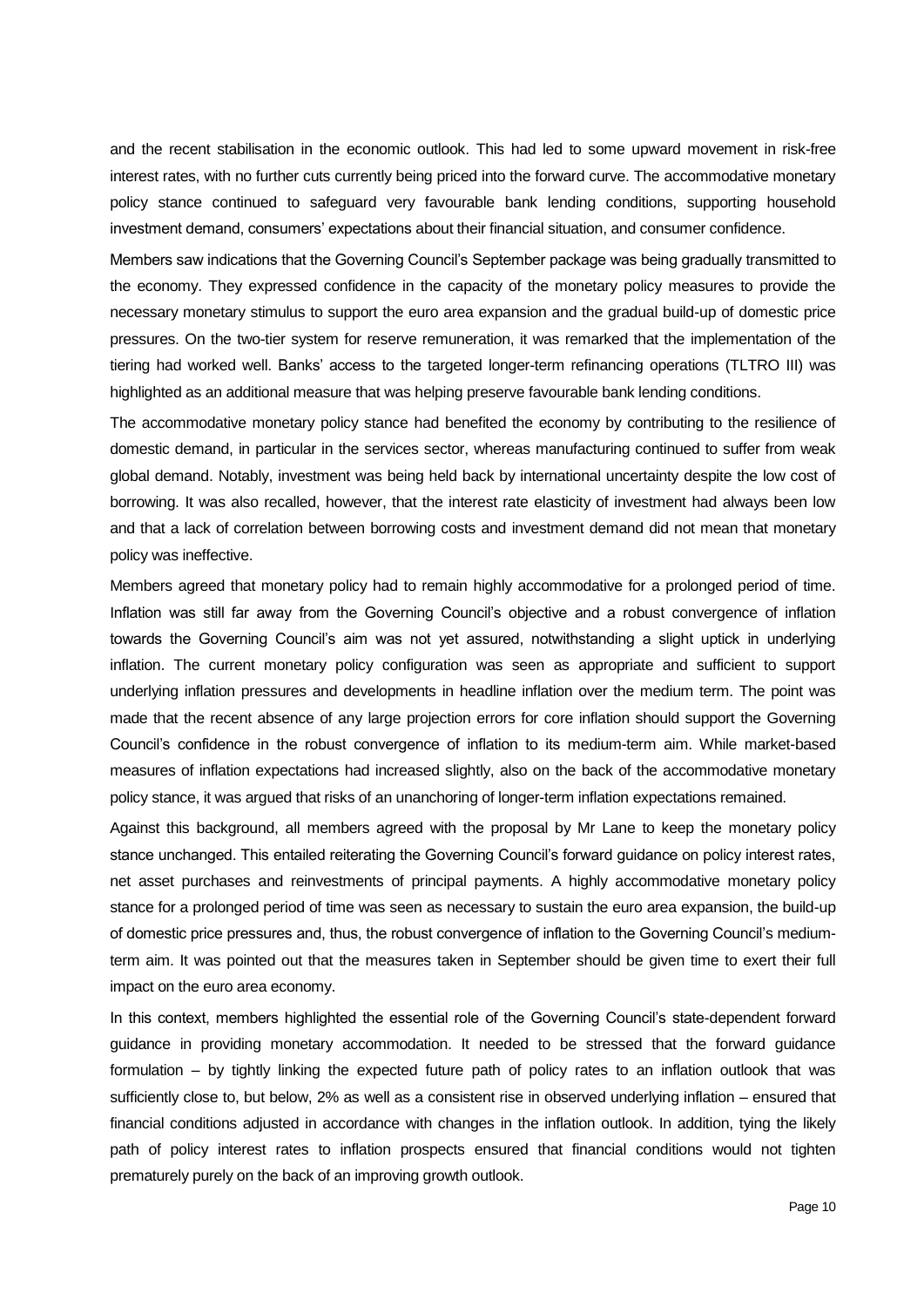and the recent stabilisation in the economic outlook. This had led to some upward movement in risk-free interest rates, with no further cuts currently being priced into the forward curve. The accommodative monetary policy stance continued to safeguard very favourable bank lending conditions, supporting household investment demand, consumers' expectations about their financial situation, and consumer confidence.

Members saw indications that the Governing Council's September package was being gradually transmitted to the economy. They expressed confidence in the capacity of the monetary policy measures to provide the necessary monetary stimulus to support the euro area expansion and the gradual build-up of domestic price pressures. On the two-tier system for reserve remuneration, it was remarked that the implementation of the tiering had worked well. Banks' access to the targeted longer-term refinancing operations (TLTRO III) was highlighted as an additional measure that was helping preserve favourable bank lending conditions.

The accommodative monetary policy stance had benefited the economy by contributing to the resilience of domestic demand, in particular in the services sector, whereas manufacturing continued to suffer from weak global demand. Notably, investment was being held back by international uncertainty despite the low cost of borrowing. It was also recalled, however, that the interest rate elasticity of investment had always been low and that a lack of correlation between borrowing costs and investment demand did not mean that monetary policy was ineffective.

Members agreed that monetary policy had to remain highly accommodative for a prolonged period of time. Inflation was still far away from the Governing Council's objective and a robust convergence of inflation towards the Governing Council's aim was not yet assured, notwithstanding a slight uptick in underlying inflation. The current monetary policy configuration was seen as appropriate and sufficient to support underlying inflation pressures and developments in headline inflation over the medium term. The point was made that the recent absence of any large projection errors for core inflation should support the Governing Council's confidence in the robust convergence of inflation to its medium-term aim. While market-based measures of inflation expectations had increased slightly, also on the back of the accommodative monetary policy stance, it was argued that risks of an unanchoring of longer-term inflation expectations remained.

Against this background, all members agreed with the proposal by Mr Lane to keep the monetary policy stance unchanged. This entailed reiterating the Governing Council's forward guidance on policy interest rates, net asset purchases and reinvestments of principal payments. A highly accommodative monetary policy stance for a prolonged period of time was seen as necessary to sustain the euro area expansion, the build-up of domestic price pressures and, thus, the robust convergence of inflation to the Governing Council's medium-term aim. It was pointed out that the measures taken in September should be given time to exert their full impact on the euro area economy.

In this context, members highlighted the essential role of the Governing Council's state-dependent forward guidance in providing monetary accommodation. It needed to be stressed that the forward guidance formulation – by tightly linking the expected future path of policy rates to an inflation outlook that was sufficiently close to, but below, 2% as well as a consistent rise in observed underlying inflation – ensured that financial conditions adjusted in accordance with changes in the inflation outlook. In addition, tying the likely path of policy interest rates to inflation prospects ensured that financial conditions would not tighten prematurely purely on the back of an improving growth outlook.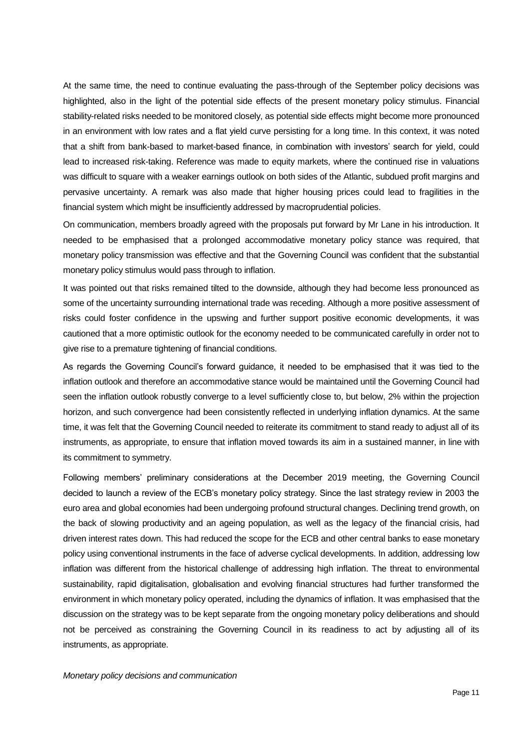At the same time, the need to continue evaluating the pass-through of the September policy decisions was highlighted, also in the light of the potential side effects of the present monetary policy stimulus. Financial stability-related risks needed to be monitored closely, as potential side effects might become more pronounced in an environment with low rates and a flat yield curve persisting for a long time. In this context, it was noted that a shift from bank-based to market-based finance, in combination with investors' search for yield, could lead to increased risk-taking. Reference was made to equity markets, where the continued rise in valuations was difficult to square with a weaker earnings outlook on both sides of the Atlantic, subdued profit margins and pervasive uncertainty. A remark was also made that higher housing prices could lead to fragilities in the financial system which might be insufficiently addressed by macroprudential policies.

On communication, members broadly agreed with the proposals put forward by Mr Lane in his introduction. It needed to be emphasised that a prolonged accommodative monetary policy stance was required, that monetary policy transmission was effective and that the Governing Council was confident that the substantial monetary policy stimulus would pass through to inflation.

It was pointed out that risks remained tilted to the downside, although they had become less pronounced as some of the uncertainty surrounding international trade was receding. Although a more positive assessment of risks could foster confidence in the upswing and further support positive economic developments, it was cautioned that a more optimistic outlook for the economy needed to be communicated carefully in order not to give rise to a premature tightening of financial conditions.

As regards the Governing Council's forward guidance, it needed to be emphasised that it was tied to the inflation outlook and therefore an accommodative stance would be maintained until the Governing Council had seen the inflation outlook robustly converge to a level sufficiently close to, but below, 2% within the projection horizon, and such convergence had been consistently reflected in underlying inflation dynamics. At the same time, it was felt that the Governing Council needed to reiterate its commitment to stand ready to adjust all of its instruments, as appropriate, to ensure that inflation moved towards its aim in a sustained manner, in line with its commitment to symmetry.

Following members' preliminary considerations at the December 2019 meeting, the Governing Council decided to launch a review of the ECB's monetary policy strategy. Since the last strategy review in 2003 the euro area and global economies had been undergoing profound structural changes. Declining trend growth, on the back of slowing productivity and an ageing population, as well as the legacy of the financial crisis, had driven interest rates down. This had reduced the scope for the ECB and other central banks to ease monetary policy using conventional instruments in the face of adverse cyclical developments. In addition, addressing low inflation was different from the historical challenge of addressing high inflation. The threat to environmental sustainability, rapid digitalisation, globalisation and evolving financial structures had further transformed the environment in which monetary policy operated, including the dynamics of inflation. It was emphasised that the discussion on the strategy was to be kept separate from the ongoing monetary policy deliberations and should not be perceived as constraining the Governing Council in its readiness to act by adjusting all of its instruments, as appropriate.

*Monetary policy decisions and communication*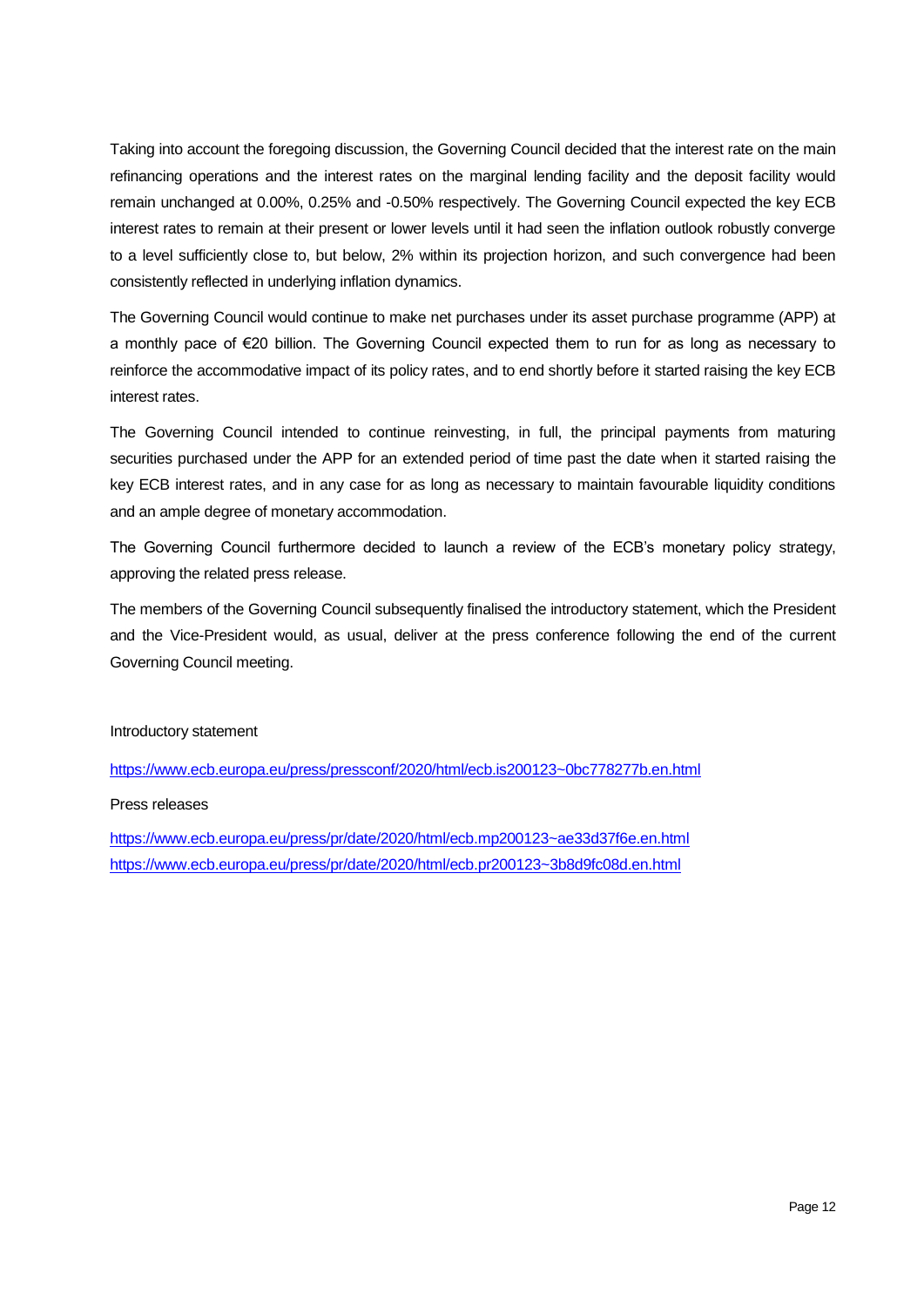Taking into account the foregoing discussion, the Governing Council decided that the interest rate on the main refinancing operations and the interest rates on the marginal lending facility and the deposit facility would remain unchanged at 0.00%, 0.25% and -0.50% respectively. The Governing Council expected the key ECB interest rates to remain at their present or lower levels until it had seen the inflation outlook robustly converge to a level sufficiently close to, but below, 2% within its projection horizon, and such convergence had been consistently reflected in underlying inflation dynamics.

The Governing Council would continue to make net purchases under its asset purchase programme (APP) at a monthly pace of €20 billion. The Governing Council expected them to run for as long as necessary to reinforce the accommodative impact of its policy rates, and to end shortly before it started raising the key ECB interest rates.

The Governing Council intended to continue reinvesting, in full, the principal payments from maturing securities purchased under the APP for an extended period of time past the date when it started raising the key ECB interest rates, and in any case for as long as necessary to maintain favourable liquidity conditions and an ample degree of monetary accommodation.

The Governing Council furthermore decided to launch a review of the ECB's monetary policy strategy, approving the related press release.

The members of the Governing Council subsequently finalised the introductory statement, which the President and the Vice-President would, as usual, deliver at the press conference following the end of the current Governing Council meeting.

Introductory statement

https://www.ecb.europa.eu/press/pressconf/2020/html/ecb.is200123~0bc778277b.en.html

Press releases

https://www.ecb.europa.eu/press/pr/date/2020/html/ecb.mp200123~ae33d37f6e.en.html
https://www.ecb.europa.eu/press/pr/date/2020/html/ecb.pr200123~3b8d9fc08d.en.html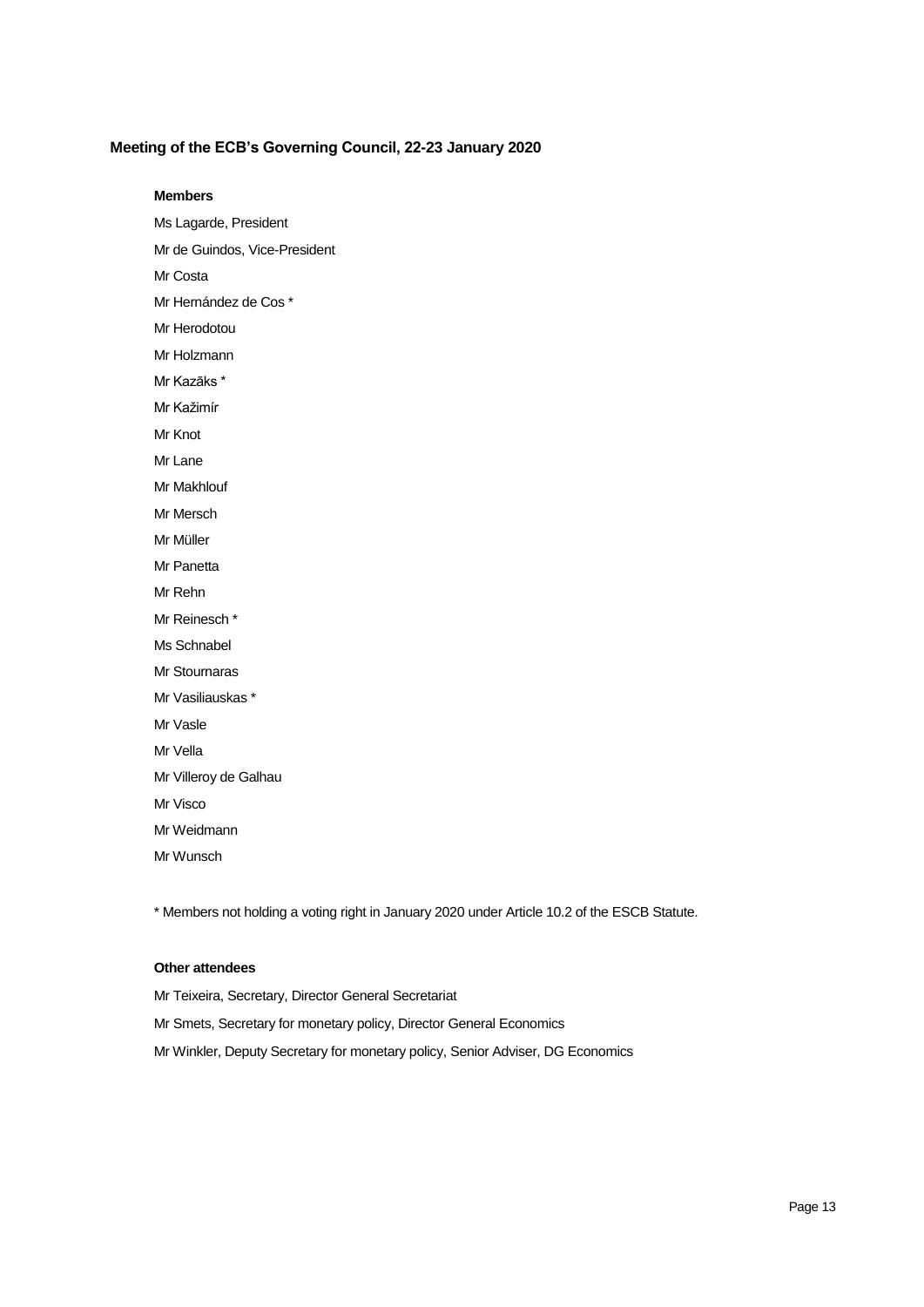**Meeting of the ECB's Governing Council, 22-23 January 2020**

**Members**

Ms Lagarde, President

Mr de Guindos, Vice-President

Mr Costa

Mr Hernández de Cos *

Mr Herodotou

Mr Holzmann

Mr Kazāks *

Mr Kažimír

Mr Knot

Mr Lane

Mr Makhlouf

Mr Mersch

Mr Müller

Mr Panetta

Mr Rehn

Mr Reinesch *

Ms Schnabel

Mr Stournaras

Mr Vasiliauskas *

Mr Vasle

Mr Vella

Mr Villeroy de Galhau

Mr Visco

Mr Weidmann

Mr Wunsch

* Members not holding a voting right in January 2020 under Article 10.2 of the ESCB Statute.

**Other attendees**

Mr Teixeira, Secretary, Director General Secretariat

Mr Smets, Secretary for monetary policy, Director General Economics

Mr Winkler, Deputy Secretary for monetary policy, Senior Adviser, DG Economics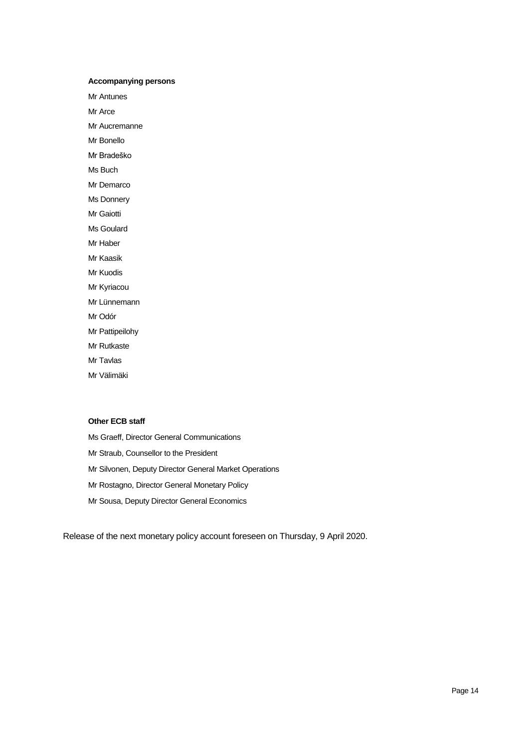**Accompanying persons**

Mr Antunes

Mr Arce

Mr Aucremanne

Mr Bonello

Mr Bradeško

Ms Buch

Mr Demarco

Ms Donnery

Mr Gaiotti

Ms Goulard

Mr Haber

Mr Kaasik

Mr Kuodis

Mr Kyriacou

Mr Lünnemann

Mr Odór

Mr Pattipeilohy

Mr Rutkaste

Mr Tavlas

Mr Välimäki

**Other ECB staff**

Ms Graeff, Director General Communications

Mr Straub, Counsellor to the President

Mr Silvonen, Deputy Director General Market Operations

Mr Rostagno, Director General Monetary Policy

Mr Sousa, Deputy Director General Economics

Release of the next monetary policy account foreseen on Thursday, 9 April 2020.